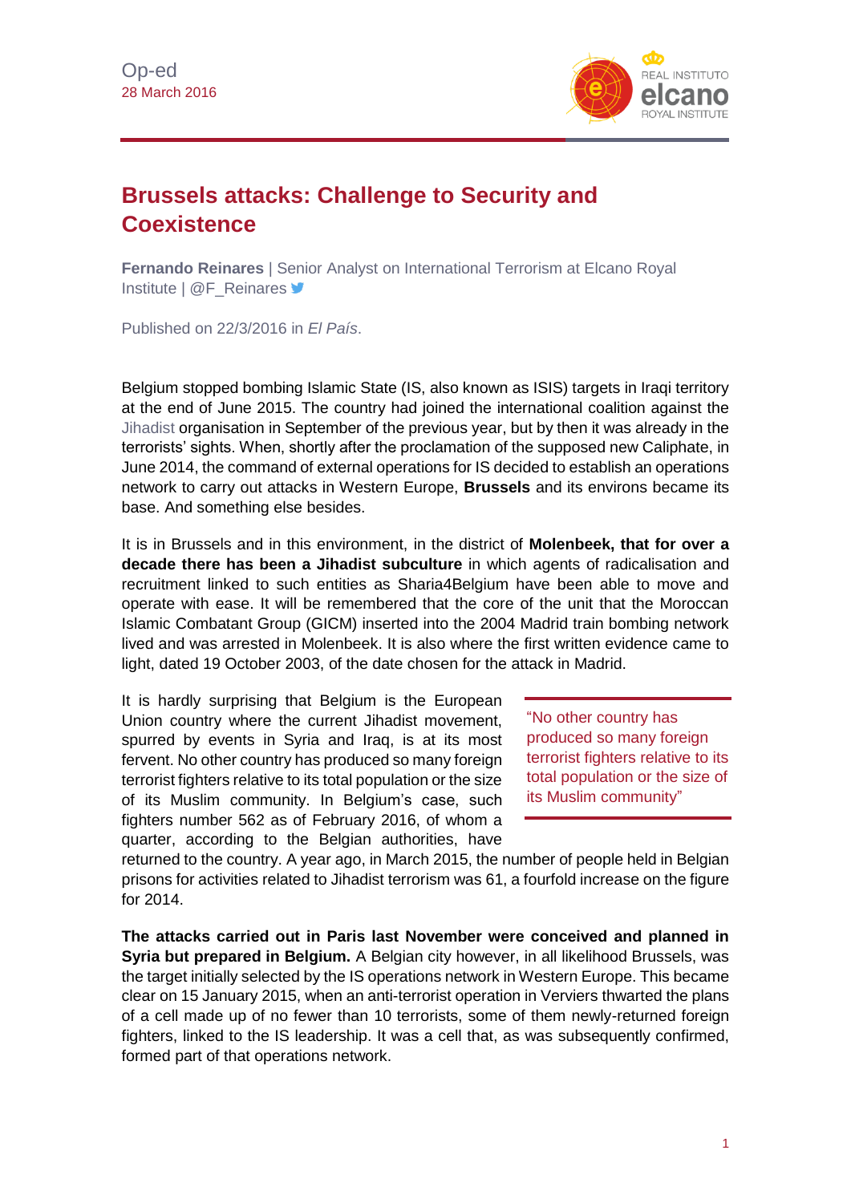Op-ed
28 March 2016

# Brussels attacks: Challenge to Security and Coexistence

**Fernando Reinares** | Senior Analyst on International Terrorism at Elcano Royal Institute | @F_Reinares

Published on 22/3/2016 in *El País*.

Belgium stopped bombing Islamic State (IS, also known as ISIS) targets in Iraqi territory at the end of June 2015. The country had joined the international coalition against the Jihadist organisation in September of the previous year, but by then it was already in the terrorists' sights. When, shortly after the proclamation of the supposed new Caliphate, in June 2014, the command of external operations for IS decided to establish an operations network to carry out attacks in Western Europe, **Brussels** and its environs became its base. And something else besides.

It is in Brussels and in this environment, in the district of **Molenbeek, that for over a decade there has been a Jihadist subculture** in which agents of radicalisation and recruitment linked to such entities as Sharia4Belgium have been able to move and operate with ease. It will be remembered that the core of the unit that the Moroccan Islamic Combatant Group (GICM) inserted into the 2004 Madrid train bombing network lived and was arrested in Molenbeek. It is also where the first written evidence came to light, dated 19 October 2003, of the date chosen for the attack in Madrid.

It is hardly surprising that Belgium is the European Union country where the current Jihadist movement, spurred by events in Syria and Iraq, is at its most fervent. No other country has produced so many foreign terrorist fighters relative to its total population or the size of its Muslim community. In Belgium's case, such fighters number 562 as of February 2016, of whom a quarter, according to the Belgian authorities, have returned to the country. A year ago, in March 2015, the number of people held in Belgian prisons for activities related to Jihadist terrorism was 61, a fourfold increase on the figure for 2014.

> "No other country has produced so many foreign terrorist fighters relative to its total population or the size of its Muslim community"

**The attacks carried out in Paris last November were conceived and planned in Syria but prepared in Belgium.** A Belgian city however, in all likelihood Brussels, was the target initially selected by the IS operations network in Western Europe. This became clear on 15 January 2015, when an anti-terrorist operation in Verviers thwarted the plans of a cell made up of no fewer than 10 terrorists, some of them newly-returned foreign fighters, linked to the IS leadership. It was a cell that, as was subsequently confirmed, formed part of that operations network.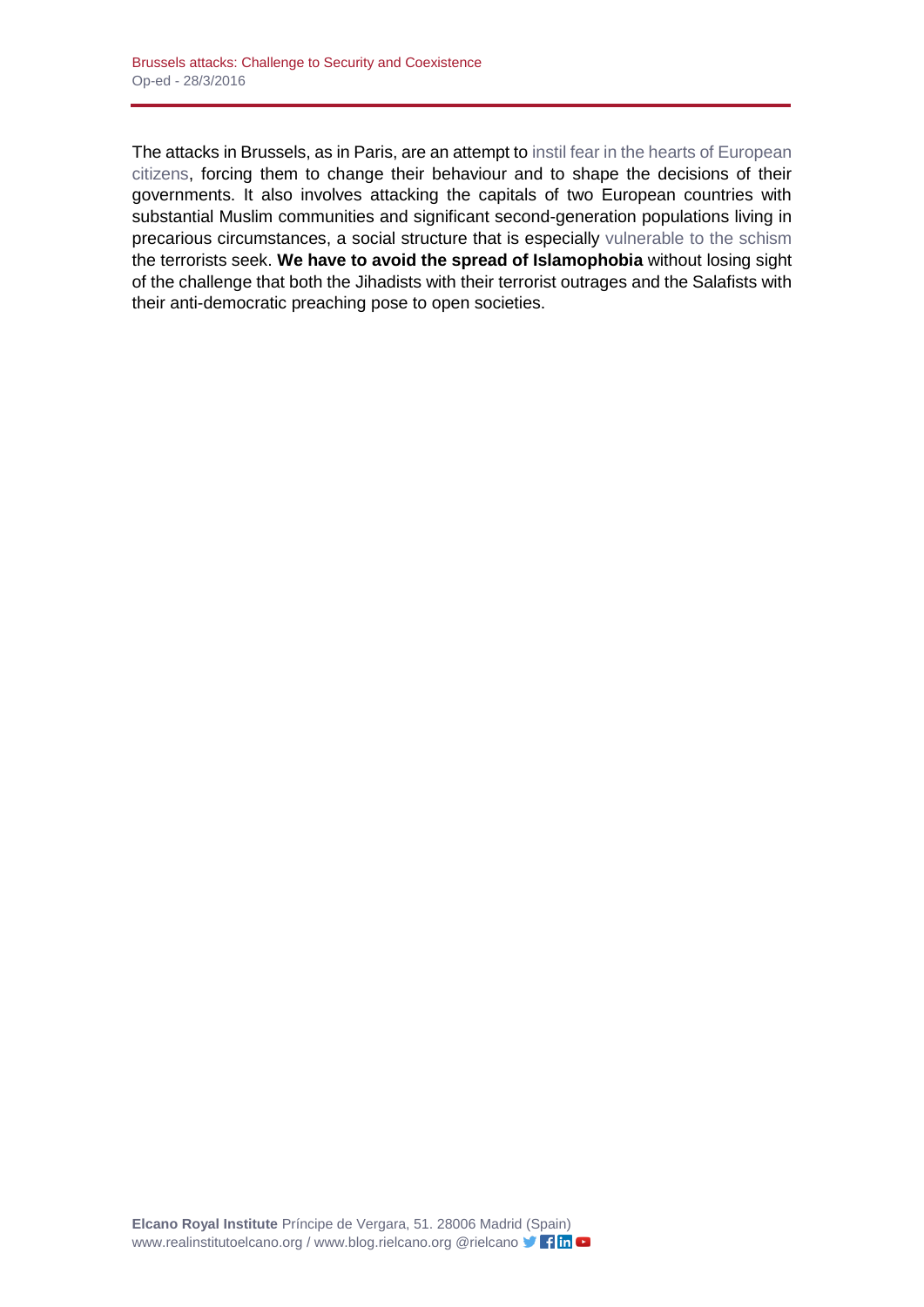The attacks in Brussels, as in Paris, are an attempt to instil fear in the hearts of European citizens, forcing them to change their behaviour and to shape the decisions of their governments. It also involves attacking the capitals of two European countries with substantial Muslim communities and significant second-generation populations living in precarious circumstances, a social structure that is especially vulnerable to the schism the terrorists seek. **We have to avoid the spread of Islamophobia** without losing sight of the challenge that both the Jihadists with their terrorist outrages and the Salafists with their anti-democratic preaching pose to open societies.